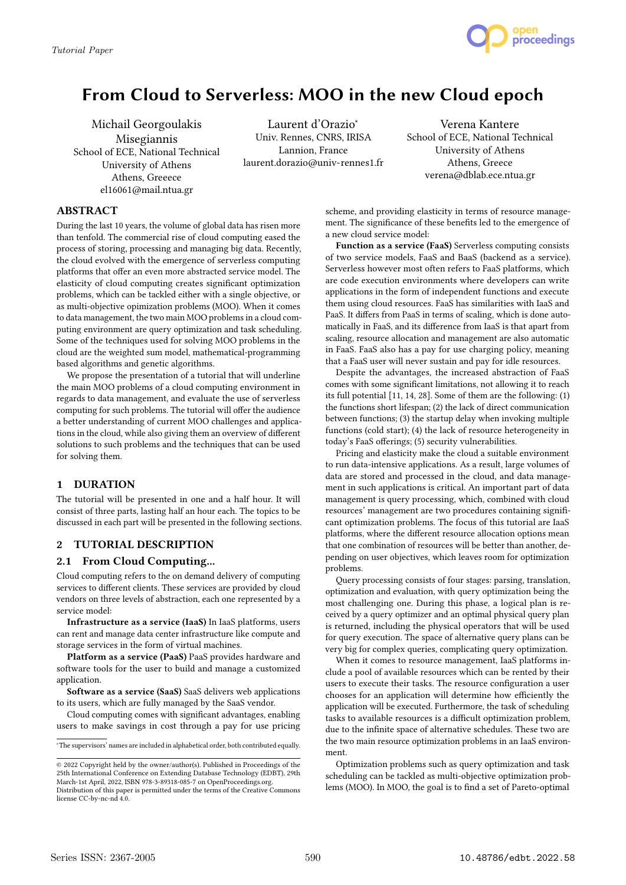Tutorial Paper

# From Cloud to Serverless: MOO in the new Cloud epoch

Michail Georgoulakis Misegiannis
School of ECE, National Technical University of Athens
Athens, Greeece
el16061@mail.ntua.gr

Laurent d'Orazio*
Univ. Rennes, CNRS, IRISA
Lannion, France
laurent.dorazio@univ-rennes1.fr

Verena Kantere
School of ECE, National Technical University of Athens
Athens, Greece
verena@dblab.ece.ntua.gr

## ABSTRACT

During the last 10 years, the volume of global data has risen more than tenfold. The commercial rise of cloud computing eased the process of storing, processing and managing big data. Recently, the cloud evolved with the emergence of serverless computing platforms that offer an even more abstracted service model. The elasticity of cloud computing creates significant optimization problems, which can be tackled either with a single objective, or as multi-objective opimization problems (MOO). When it comes to data management, the two main MOO problems in a cloud computing environment are query optimization and task scheduling. Some of the techniques used for solving MOO problems in the cloud are the weighted sum model, mathematical-programming based algorithms and genetic algorithms.

We propose the presentation of a tutorial that will underline the main MOO problems of a cloud computing environment in regards to data management, and evaluate the use of serverless computing for such problems. The tutorial will offer the audience a better understanding of current MOO challenges and applications in the cloud, while also giving them an overview of different solutions to such problems and the techniques that can be used for solving them.

## 1 DURATION

The tutorial will be presented in one and a half hour. It will consist of three parts, lasting half an hour each. The topics to be discussed in each part will be presented in the following sections.

## 2 TUTORIAL DESCRIPTION

### 2.1 From Cloud Computing...

Cloud computing refers to the on demand delivery of computing services to different clients. These services are provided by cloud vendors on three levels of abstraction, each one represented by a service model:

**Infrastructure as a service (IaaS)** In IaaS platforms, users can rent and manage data center infrastructure like compute and storage services in the form of virtual machines.

**Platform as a service (PaaS)** PaaS provides hardware and software tools for the user to build and manage a customized application.

**Software as a service (SaaS)** SaaS delivers web applications to its users, which are fully managed by the SaaS vendor.

Cloud computing comes with significant advantages, enabling users to make savings in cost through a pay for use pricing scheme, and providing elasticity in terms of resource management. The significance of these benefits led to the emergence of a new cloud service model:

**Function as a service (FaaS)** Serverless computing consists of two service models, FaaS and BaaS (backend as a service). Serverless however most often refers to FaaS platforms, which are code execution environments where developers can write applications in the form of independent functions and execute them using cloud resources. FaaS has similarities with IaaS and PaaS. It differs from PaaS in terms of scaling, which is done automatically in FaaS, and its difference from IaaS is that apart from scaling, resource allocation and management are also automatic in FaaS. FaaS also has a pay for use charging policy, meaning that a FaaS user will never sustain and pay for idle resources.

Despite the advantages, the increased abstraction of FaaS comes with some significant limitations, not allowing it to reach its full potential [11, 14, 28]. Some of them are the following: (1) the functions short lifespan; (2) the lack of direct communication between functions; (3) the startup delay when invoking multiple functions (cold start); (4) the lack of resource heterogeneity in today's FaaS offerings; (5) security vulnerabilities.

Pricing and elasticity make the cloud a suitable environment to run data-intensive applications. As a result, large volumes of data are stored and processed in the cloud, and data management in such applications is critical. An important part of data management is query processing, which, combined with cloud resources' management are two procedures containing significant optimization problems. The focus of this tutorial are IaaS platforms, where the different resource allocation options mean that one combination of resources will be better than another, depending on user objectives, which leaves room for optimization problems.

Query processing consists of four stages: parsing, translation, optimization and evaluation, with query optimization being the most challenging one. During this phase, a logical plan is received by a query optimizer and an optimal physical query plan is returned, including the physical operators that will be used for query execution. The space of alternative query plans can be very big for complex queries, complicating query optimization.

When it comes to resource management, IaaS platforms include a pool of available resources which can be rented by their users to execute their tasks. The resource configuration a user chooses for an application will determine how efficiently the application will be executed. Furthermore, the task of scheduling tasks to available resources is a difficult optimization problem, due to the infinite space of alternative schedules. These two are the two main resource optimization problems in an IaaS environment.

Optimization problems such as query optimization and task scheduling can be tackled as multi-objective optimization problems (MOO). In MOO, the goal is to find a set of Pareto-optimal

*The supervisors' names are included in alphabetical order, both contributed equally.

© 2022 Copyright held by the owner/author(s). Published in Proceedings of the 25th International Conference on Extending Database Technology (EDBT), 29th March-1st April, 2022, ISBN 978-3-89318-085-7 on OpenProceedings.org. Distribution of this paper is permitted under the terms of the Creative Commons license CC-by-nc-nd 4.0.

Series ISSN: 2367-2005 10.48786/edbt.2022.58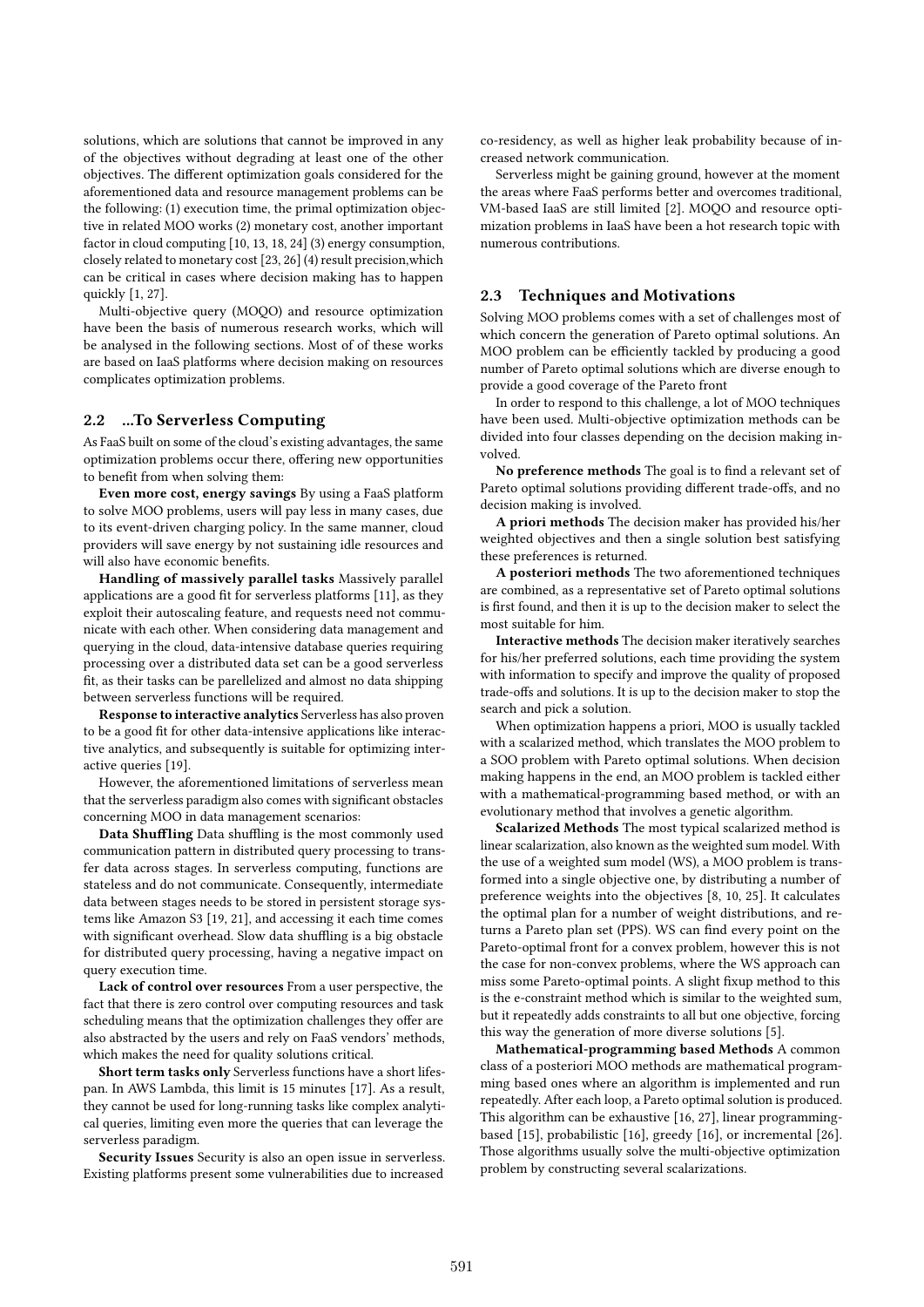solutions, which are solutions that cannot be improved in any of the objectives without degrading at least one of the other objectives. The different optimization goals considered for the aforementioned data and resource management problems can be the following: (1) execution time, the primal optimization objective in related MOO works (2) monetary cost, another important factor in cloud computing [10, 13, 18, 24] (3) energy consumption, closely related to monetary cost [23, 26] (4) result precision,which can be critical in cases where decision making has to happen quickly [1, 27].

Multi-objective query (MOQO) and resource optimization have been the basis of numerous research works, which will be analysed in the following sections. Most of of these works are based on IaaS platforms where decision making on resources complicates optimization problems.

## 2.2 ...To Serverless Computing

As FaaS built on some of the cloud's existing advantages, the same optimization problems occur there, offering new opportunities to benefit from when solving them:

**Even more cost, energy savings** By using a FaaS platform to solve MOO problems, users will pay less in many cases, due to its event-driven charging policy. In the same manner, cloud providers will save energy by not sustaining idle resources and will also have economic benefits.

**Handling of massively parallel tasks** Massively parallel applications are a good fit for serverless platforms [11], as they exploit their autoscaling feature, and requests need not communicate with each other. When considering data management and querying in the cloud, data-intensive database queries requiring processing over a distributed data set can be a good serverless fit, as their tasks can be parellelized and almost no data shipping between serverless functions will be required.

**Response to interactive analytics** Serverless has also proven to be a good fit for other data-intensive applications like interactive analytics, and subsequently is suitable for optimizing interactive queries [19].

However, the aforementioned limitations of serverless mean that the serverless paradigm also comes with significant obstacles concerning MOO in data management scenarios:

**Data Shuffling** Data shuffling is the most commonly used communication pattern in distributed query processing to transfer data across stages. In serverless computing, functions are stateless and do not communicate. Consequently, intermediate data between stages needs to be stored in persistent storage systems like Amazon S3 [19, 21], and accessing it each time comes with significant overhead. Slow data shuffling is a big obstacle for distributed query processing, having a negative impact on query execution time.

**Lack of control over resources** From a user perspective, the fact that there is zero control over computing resources and task scheduling means that the optimization challenges they offer are also abstracted by the users and rely on FaaS vendors' methods, which makes the need for quality solutions critical.

**Short term tasks only** Serverless functions have a short lifespan. In AWS Lambda, this limit is 15 minutes [17]. As a result, they cannot be used for long-running tasks like complex analytical queries, limiting even more the queries that can leverage the serverless paradigm.

**Security Issues** Security is also an open issue in serverless. Existing platforms present some vulnerabilities due to increased co-residency, as well as higher leak probability because of increased network communication.

Serverless might be gaining ground, however at the moment the areas where FaaS performs better and overcomes traditional, VM-based IaaS are still limited [2]. MOQO and resource optimization problems in IaaS have been a hot research topic with numerous contributions.

## 2.3 Techniques and Motivations

Solving MOO problems comes with a set of challenges most of which concern the generation of Pareto optimal solutions. An MOO problem can be efficiently tackled by producing a good number of Pareto optimal solutions which are diverse enough to provide a good coverage of the Pareto front

In order to respond to this challenge, a lot of MOO techniques have been used. Multi-objective optimization methods can be divided into four classes depending on the decision making involved.

**No preference methods** The goal is to find a relevant set of Pareto optimal solutions providing different trade-offs, and no decision making is involved.

**A priori methods** The decision maker has provided his/her weighted objectives and then a single solution best satisfying these preferences is returned.

**A posteriori methods** The two aforementioned techniques are combined, as a representative set of Pareto optimal solutions is first found, and then it is up to the decision maker to select the most suitable for him.

**Interactive methods** The decision maker iteratively searches for his/her preferred solutions, each time providing the system with information to specify and improve the quality of proposed trade-offs and solutions. It is up to the decision maker to stop the search and pick a solution.

When optimization happens a priori, MOO is usually tackled with a scalarized method, which translates the MOO problem to a SOO problem with Pareto optimal solutions. When decision making happens in the end, an MOO problem is tackled either with a mathematical-programming based method, or with an evolutionary method that involves a genetic algorithm.

**Scalarized Methods** The most typical scalarized method is linear scalarization, also known as the weighted sum model. With the use of a weighted sum model (WS), a MOO problem is transformed into a single objective one, by distributing a number of preference weights into the objectives [8, 10, 25]. It calculates the optimal plan for a number of weight distributions, and returns a Pareto plan set (PPS). WS can find every point on the Pareto-optimal front for a convex problem, however this is not the case for non-convex problems, where the WS approach can miss some Pareto-optimal points. A slight fixup method to this is the e-constraint method which is similar to the weighted sum, but it repeatedly adds constraints to all but one objective, forcing this way the generation of more diverse solutions [5].

**Mathematical-programming based Methods** A common class of a posteriori MOO methods are mathematical programming based ones where an algorithm is implemented and run repeatedly. After each loop, a Pareto optimal solution is produced. This algorithm can be exhaustive [16, 27], linear programming-based [15], probabilistic [16], greedy [16], or incremental [26]. Those algorithms usually solve the multi-objective optimization problem by constructing several scalarizations.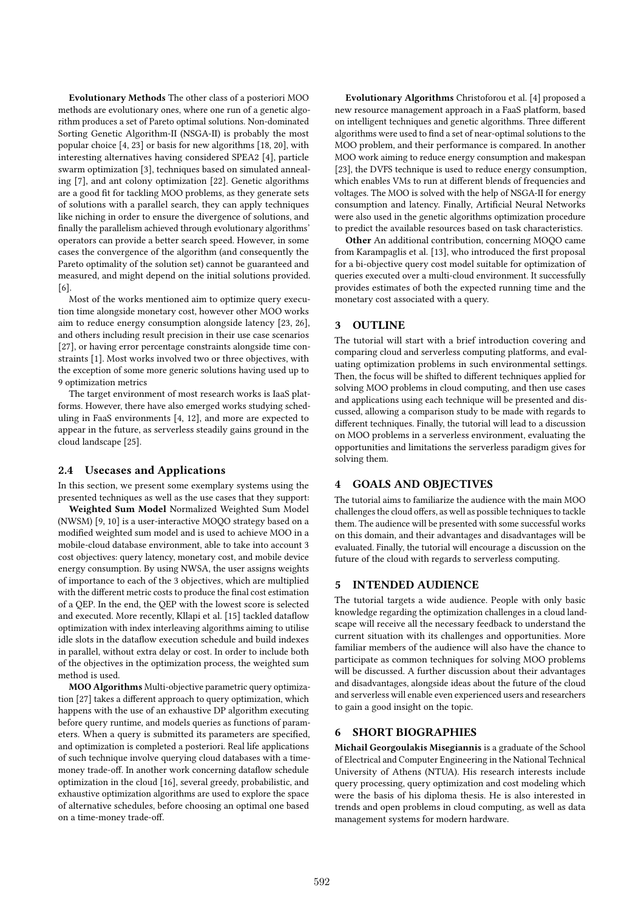**Evolutionary Methods** The other class of a posteriori MOO methods are evolutionary ones, where one run of a genetic algorithm produces a set of Pareto optimal solutions. Non-dominated Sorting Genetic Algorithm-II (NSGA-II) is probably the most popular choice [4, 23] or basis for new algorithms [18, 20], with interesting alternatives having considered SPEA2 [4], particle swarm optimization [3], techniques based on simulated annealing [7], and ant colony optimization [22]. Genetic algorithms are a good fit for tackling MOO problems, as they generate sets of solutions with a parallel search, they can apply techniques like niching in order to ensure the divergence of solutions, and finally the parallelism achieved through evolutionary algorithms' operators can provide a better search speed. However, in some cases the convergence of the algorithm (and consequently the Pareto optimality of the solution set) cannot be guaranteed and measured, and might depend on the initial solutions provided. [6].

Most of the works mentioned aim to optimize query execution time alongside monetary cost, however other MOO works aim to reduce energy consumption alongside latency [23, 26], and others including result precision in their use case scenarios [27], or having error percentage constraints alongside time constraints [1]. Most works involved two or three objectives, with the exception of some more generic solutions having used up to 9 optimization metrics

The target environment of most research works is IaaS platforms. However, there have also emerged works studying scheduling in FaaS environments [4, 12], and more are expected to appear in the future, as serverless steadily gains ground in the cloud landscape [25].

### 2.4 Usecases and Applications

In this section, we present some exemplary systems using the presented techniques as well as the use cases that they support:

**Weighted Sum Model** Normalized Weighted Sum Model (NWSM) [9, 10] is a user-interactive MOQO strategy based on a modified weighted sum model and is used to achieve MOO in a mobile-cloud database environment, able to take into account 3 cost objectives: query latency, monetary cost, and mobile device energy consumption. By using NWSA, the user assigns weights of importance to each of the 3 objectives, which are multiplied with the different metric costs to produce the final cost estimation of a QEP. In the end, the QEP with the lowest score is selected and executed. More recently, Kllapi et al. [15] tackled dataflow optimization with index interleaving algorithms aiming to utilise idle slots in the dataflow execution schedule and build indexes in parallel, without extra delay or cost. In order to include both of the objectives in the optimization process, the weighted sum method is used.

**MOO Algorithms** Multi-objective parametric query optimization [27] takes a different approach to query optimization, which happens with the use of an exhaustive DP algorithm executing before query runtime, and models queries as functions of parameters. When a query is submitted its parameters are specified, and optimization is completed a posteriori. Real life applications of such technique involve querying cloud databases with a time-money trade-off. In another work concerning dataflow schedule optimization in the cloud [16], several greedy, probabilistic, and exhaustive optimization algorithms are used to explore the space of alternative schedules, before choosing an optimal one based on a time-money trade-off.

**Evolutionary Algorithms** Christoforou et al. [4] proposed a new resource management approach in a FaaS platform, based on intelligent techniques and genetic algorithms. Three different algorithms were used to find a set of near-optimal solutions to the MOO problem, and their performance is compared. In another MOO work aiming to reduce energy consumption and makespan [23], the DVFS technique is used to reduce energy consumption, which enables VMs to run at different blends of frequencies and voltages. The MOO is solved with the help of NSGA-II for energy consumption and latency. Finally, Artificial Neural Networks were also used in the genetic algorithms optimization procedure to predict the available resources based on task characteristics.

**Other** An additional contribution, concerning MOQO came from Karampaglis et al. [13], who introduced the first proposal for a bi-objective query cost model suitable for optimization of queries executed over a multi-cloud environment. It successfully provides estimates of both the expected running time and the monetary cost associated with a query.

## 3 OUTLINE

The tutorial will start with a brief introduction covering and comparing cloud and serverless computing platforms, and evaluating optimization problems in such environmental settings. Then, the focus will be shifted to different techniques applied for solving MOO problems in cloud computing, and then use cases and applications using each technique will be presented and discussed, allowing a comparison study to be made with regards to different techniques. Finally, the tutorial will lead to a discussion on MOO problems in a serverless environment, evaluating the opportunities and limitations the serverless paradigm gives for solving them.

## 4 GOALS AND OBJECTIVES

The tutorial aims to familiarize the audience with the main MOO challenges the cloud offers, as well as possible techniques to tackle them. The audience will be presented with some successful works on this domain, and their advantages and disadvantages will be evaluated. Finally, the tutorial will encourage a discussion on the future of the cloud with regards to serverless computing.

## 5 INTENDED AUDIENCE

The tutorial targets a wide audience. People with only basic knowledge regarding the optimization challenges in a cloud landscape will receive all the necessary feedback to understand the current situation with its challenges and opportunities. More familiar members of the audience will also have the chance to participate as common techniques for solving MOO problems will be discussed. A further discussion about their advantages and disadvantages, alongside ideas about the future of the cloud and serverless will enable even experienced users and researchers to gain a good insight on the topic.

## 6 SHORT BIOGRAPHIES

**Michail Georgoulakis Misegiannis** is a graduate of the School of Electrical and Computer Engineering in the National Technical University of Athens (NTUA). His research interests include query processing, query optimization and cost modeling which were the basis of his diploma thesis. He is also interested in trends and open problems in cloud computing, as well as data management systems for modern hardware.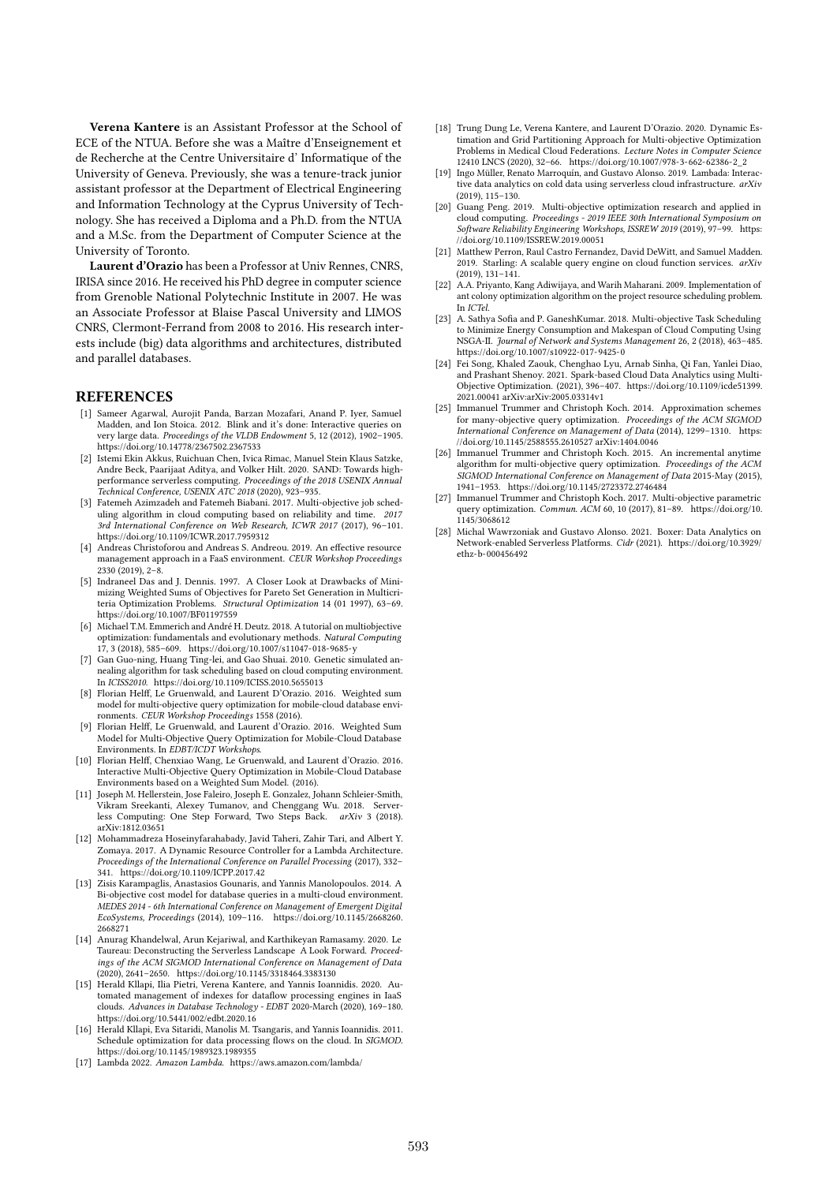**Verena Kantere** is an Assistant Professor at the School of ECE of the NTUA. Before she was a Maître d'Enseignement et de Recherche at the Centre Universitaire d' Informatique of the University of Geneva. Previously, she was a tenure-track junior assistant professor at the Department of Electrical Engineering and Information Technology at the Cyprus University of Technology. She has received a Diploma and a Ph.D. from the NTUA and a M.Sc. from the Department of Computer Science at the University of Toronto.

**Laurent d'Orazio** has been a Professor at Univ Rennes, CNRS, IRISA since 2016. He received his PhD degree in computer science from Grenoble National Polytechnic Institute in 2007. He was an Associate Professor at Blaise Pascal University and LIMOS CNRS, Clermont-Ferrand from 2008 to 2016. His research interests include (big) data algorithms and architectures, distributed and parallel databases.

## REFERENCES

[1] Sameer Agarwal, Aurojit Panda, Barzan Mozafari, Anand P. Iyer, Samuel Madden, and Ion Stoica. 2012. Blink and it's done: Interactive queries on very large data. *Proceedings of the VLDB Endowment* 5, 12 (2012), 1902–1905. https://doi.org/10.14778/2367502.2367533

[2] Istemi Ekin Akkus, Ruichuan Chen, Ivica Rimac, Manuel Stein Klaus Satzke, Andre Beck, Paarijaat Aditya, and Volker Hilt. 2020. SAND: Towards high-performance serverless computing. *Proceedings of the 2018 USENIX Annual Technical Conference, USENIX ATC 2018* (2020), 923–935.

[3] Fatemeh Azimzadeh and Fatemeh Biabani. 2017. Multi-objective job scheduling algorithm in cloud computing based on reliability and time. *2017 3rd International Conference on Web Research, ICWR 2017* (2017), 96–101. https://doi.org/10.1109/ICWR.2017.7959312

[4] Andreas Christoforou and Andreas S. Andreou. 2019. An effective resource management approach in a FaaS environment. *CEUR Workshop Proceedings* 2330 (2019), 2–8.

[5] Indraneel Das and J. Dennis. 1997. A Closer Look at Drawbacks of Minimizing Weighted Sums of Objectives for Pareto Set Generation in Multicriteria Optimization Problems. *Structural Optimization* 14 (01 1997), 63–69. https://doi.org/10.1007/BF01197559

[6] Michael T.M. Emmerich and André H. Deutz. 2018. A tutorial on multiobjective optimization: fundamentals and evolutionary methods. *Natural Computing* 17, 3 (2018), 585–609. https://doi.org/10.1007/s11047-018-9685-y

[7] Gan Guo-ning, Huang Ting-lei, and Gao Shuai. 2010. Genetic simulated annealing algorithm for task scheduling based on cloud computing environment. In *ICISS2010*. https://doi.org/10.1109/ICISS.2010.5655013

[8] Florian Helff, Le Gruenwald, and Laurent D'Orazio. 2016. Weighted sum model for multi-objective query optimization for mobile-cloud database environments. *CEUR Workshop Proceedings* 1558 (2016).

[9] Florian Helff, Le Gruenwald, and Laurent d'Orazio. 2016. Weighted Sum Model for Multi-Objective Query Optimization for Mobile-Cloud Database Environments. In *EDBT/ICDT Workshops*.

[10] Florian Helff, Chenxiao Wang, Le Gruenwald, and Laurent d'Orazio. 2016. Interactive Multi-Objective Query Optimization in Mobile-Cloud Database Environments based on a Weighted Sum Model. (2016).

[11] Joseph M. Hellerstein, Jose Faleiro, Joseph E. Gonzalez, Johann Schleier-Smith, Vikram Sreekanti, Alexey Tumanov, and Chenggang Wu. 2018. Serverless Computing: One Step Forward, Two Steps Back. *arXiv* 3 (2018). arXiv:1812.03651

[12] Mohammadreza Hoseinyfarahabady, Javid Taheri, Zahir Tari, and Albert Y. Zomaya. 2017. A Dynamic Resource Controller for a Lambda Architecture. *Proceedings of the International Conference on Parallel Processing* (2017), 332–341. https://doi.org/10.1109/ICPP.2017.42

[13] Zisis Karampaglis, Anastasios Gounaris, and Yannis Manolopoulos. 2014. A Bi-objective cost model for database queries in a multi-cloud environment. *MEDES 2014 - 6th International Conference on Management of Emergent Digital EcoSystems, Proceedings* (2014), 109–116. https://doi.org/10.1145/2668260.2668271

[14] Anurag Khandelwal, Arun Kejariwal, and Karthikeyan Ramasamy. 2020. Le Taureau: Deconstructing the Serverless Landscape A Look Forward. *Proceedings of the ACM SIGMOD International Conference on Management of Data* (2020), 2641–2650. https://doi.org/10.1145/3318464.3383130

[15] Herald Kllapi, Ilia Pietri, Verena Kantere, and Yannis Ioannidis. 2020. Automated management of indexes for dataflow processing engines in IaaS clouds. *Advances in Database Technology - EDBT* 2020-March (2020), 169–180. https://doi.org/10.5441/002/edbt.2020.16

[16] Herald Kllapi, Eva Sitaridi, Manolis M. Tsangaris, and Yannis Ioannidis. 2011. Schedule optimization for data processing flows on the cloud. In *SIGMOD*. https://doi.org/10.1145/1989323.1989355

[17] Lambda 2022. *Amazon Lambda*. https://aws.amazon.com/lambda/

[18] Trung Dung Le, Verena Kantere, and Laurent D'Orazio. 2020. Dynamic Estimation and Grid Partitioning Approach for Multi-objective Optimization Problems in Medical Cloud Federations. *Lecture Notes in Computer Science* 12410 LNCS (2020), 32–66. https://doi.org/10.1007/978-3-662-62386-2_2

[19] Ingo Müller, Renato Marroquín, and Gustavo Alonso. 2019. Lambada: Interactive data analytics on cold data using serverless cloud infrastructure. *arXiv* (2019), 115–130.

[20] Guang Peng. 2019. Multi-objective optimization research and applied in cloud computing. *Proceedings - 2019 IEEE 30th International Symposium on Software Reliability Engineering Workshops, ISSREW 2019* (2019), 97–99. https://doi.org/10.1109/ISSREW.2019.00051

[21] Matthew Perron, Raul Castro Fernandez, David DeWitt, and Samuel Madden. 2019. Starling: A scalable query engine on cloud function services. *arXiv* (2019), 131–141.

[22] A.A. Priyanto, Kang Adiwijaya, and Warih Maharani. 2009. Implementation of ant colony optimization algorithm on the project resource scheduling problem. In *ICTel*.

[23] A. Sathya Sofia and P. GaneshKumar. 2018. Multi-objective Task Scheduling to Minimize Energy Consumption and Makespan of Cloud Computing Using NSGA-II. *Journal of Network and Systems Management* 26, 2 (2018), 463–485. https://doi.org/10.1007/s10922-017-9425-0

[24] Fei Song, Khaled Zaouk, Chenghao Lyu, Arnab Sinha, Qi Fan, Yanlei Diao, and Prashant Shenoy. 2021. Spark-based Cloud Data Analytics using Multi-Objective Optimization. (2021), 396–407. https://doi.org/10.1109/icde51399.2021.00041 arXiv:arXiv:2005.03314v1

[25] Immanuel Trummer and Christoph Koch. 2014. Approximation schemes for many-objective query optimization. *Proceedings of the ACM SIGMOD International Conference on Management of Data* (2014), 1299–1310. https://doi.org/10.1145/2588555.2610527 arXiv:1404.0046

[26] Immanuel Trummer and Christoph Koch. 2015. An incremental anytime algorithm for multi-objective query optimization. *Proceedings of the ACM SIGMOD International Conference on Management of Data* 2015-May (2015), 1941–1953. https://doi.org/10.1145/2723372.2746484

[27] Immanuel Trummer and Christoph Koch. 2017. Multi-objective parametric query optimization. *Commun. ACM* 60, 10 (2017), 81–89. https://doi.org/10.1145/3068612

[28] Michal Wawrzoniak and Gustavo Alonso. 2021. Boxer: Data Analytics on Network-enabled Serverless Platforms. *Cidr* (2021). https://doi.org/10.3929/ethz-b-000456492